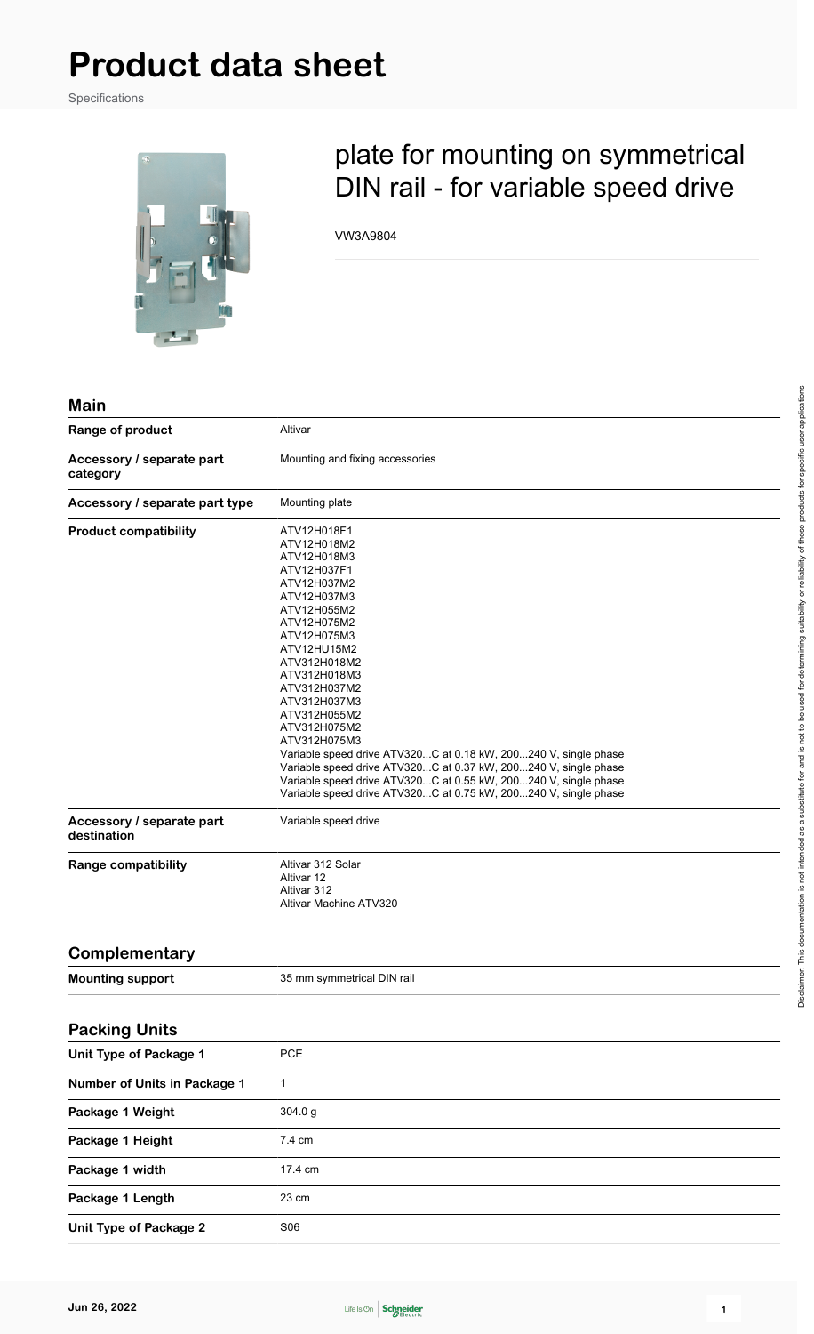# Product data sheet

Specifications

## plate for mounting on symmetrical DIN rail - for variable speed drive

VW3A9804

### Main

| | |
|---|---|
| **Range of product** | Altivar |
| **Accessory / separate part category** | Mounting and fixing accessories |
| **Accessory / separate part type** | Mounting plate |
| **Product compatibility** | ATV12H018F1<br>ATV12H018M2<br>ATV12H018M3<br>ATV12H037F1<br>ATV12H037M2<br>ATV12H037M3<br>ATV12H055M2<br>ATV12H075M2<br>ATV12H075M3<br>ATV12HU15M2<br>ATV312H018M2<br>ATV312H018M3<br>ATV312H037M2<br>ATV312H037M3<br>ATV312H055M2<br>ATV312H075M2<br>ATV312H075M3<br>Variable speed drive ATV320...C at 0.18 kW, 200...240 V, single phase<br>Variable speed drive ATV320...C at 0.37 kW, 200...240 V, single phase<br>Variable speed drive ATV320...C at 0.55 kW, 200...240 V, single phase<br>Variable speed drive ATV320...C at 0.75 kW, 200...240 V, single phase |
| **Accessory / separate part destination** | Variable speed drive |
| **Range compatibility** | Altivar 312 Solar<br>Altivar 12<br>Altivar 312<br>Altivar Machine ATV320 |

### Complementary

| | |
|---|---|
| **Mounting support** | 35 mm symmetrical DIN rail |

### Packing Units

| | |
|---|---|
| **Unit Type of Package 1** | PCE |
| **Number of Units in Package 1** | 1 |
| **Package 1 Weight** | 304.0 g |
| **Package 1 Height** | 7.4 cm |
| **Package 1 width** | 17.4 cm |
| **Package 1 Length** | 23 cm |
| **Unit Type of Package 2** | S06 |

Disclaimer: This documentation is not intended as a substitute for and is not to be used for determining suitability or reliability of these products for specific user applications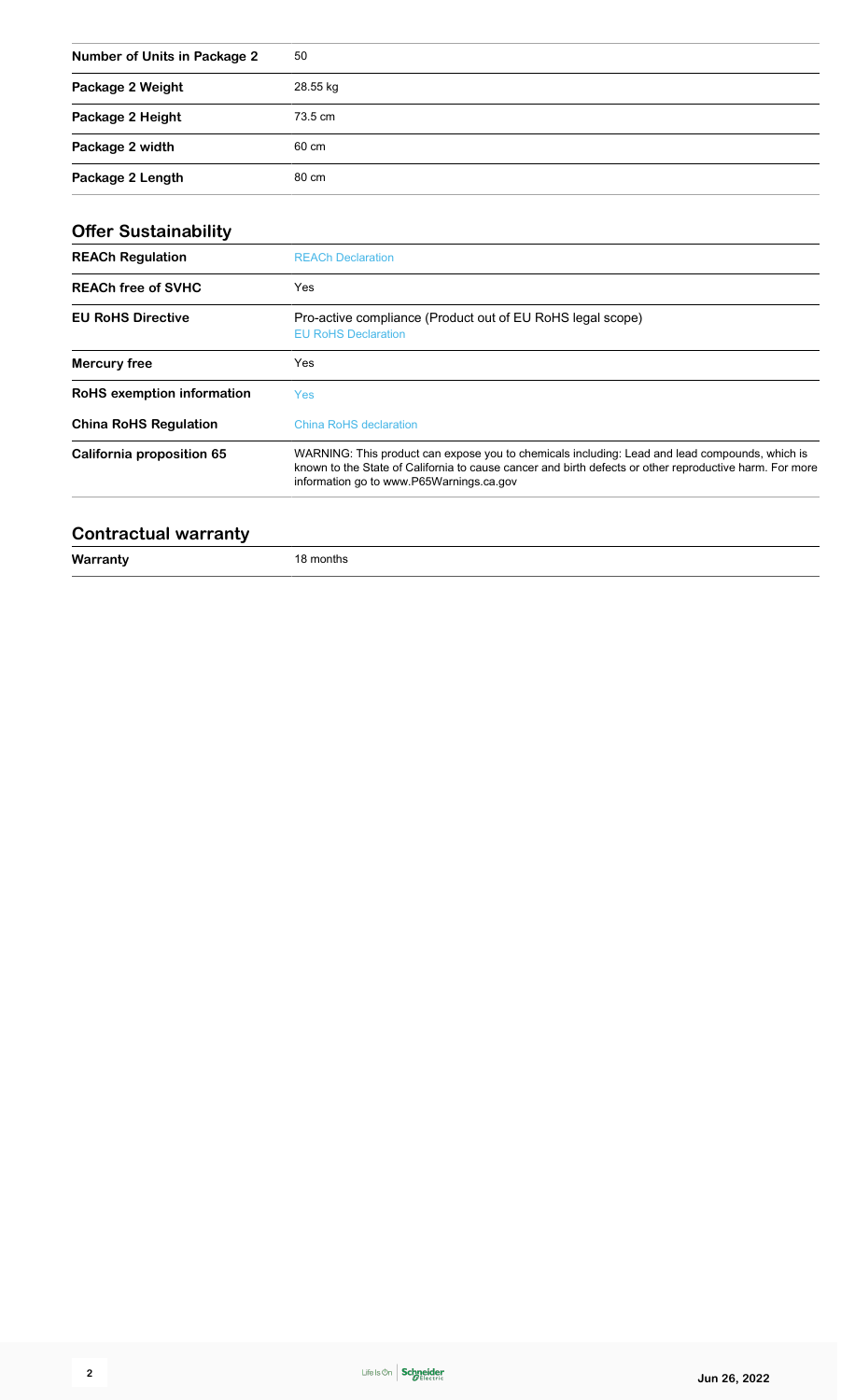| | |
|---|---|
| **Number of Units in Package 2** | 50 |
| **Package 2 Weight** | 28.55 kg |
| **Package 2 Height** | 73.5 cm |
| **Package 2 width** | 60 cm |
| **Package 2 Length** | 80 cm |

## Offer Sustainability

| | |
|---|---|
| **REACh Regulation** | REACh Declaration |
| **REACh free of SVHC** | Yes |
| **EU RoHS Directive** | Pro-active compliance (Product out of EU RoHS legal scope)<br>EU RoHS Declaration |
| **Mercury free** | Yes |
| **RoHS exemption information** | Yes |
| **China RoHS Regulation** | China RoHS declaration |
| **California proposition 65** | WARNING: This product can expose you to chemicals including: Lead and lead compounds, which is known to the State of California to cause cancer and birth defects or other reproductive harm. For more information go to www.P65Warnings.ca.gov |

## Contractual warranty

| | |
|---|---|
| **Warranty** | 18 months |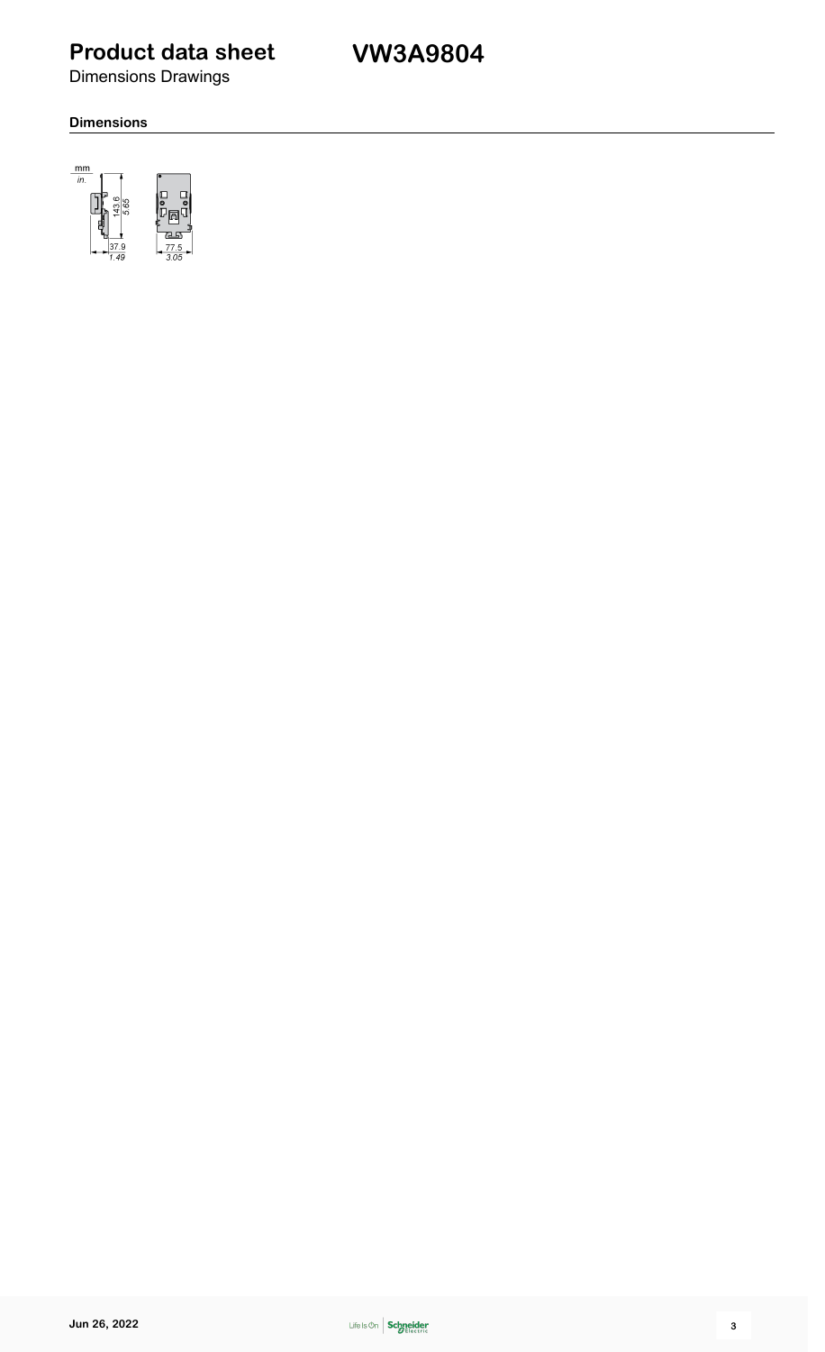# Product data sheet

# VW3A9804

Dimensions Drawings

### Dimensions

mm
in.

143.6
5.65

37.9
1.49

77.5
3.05